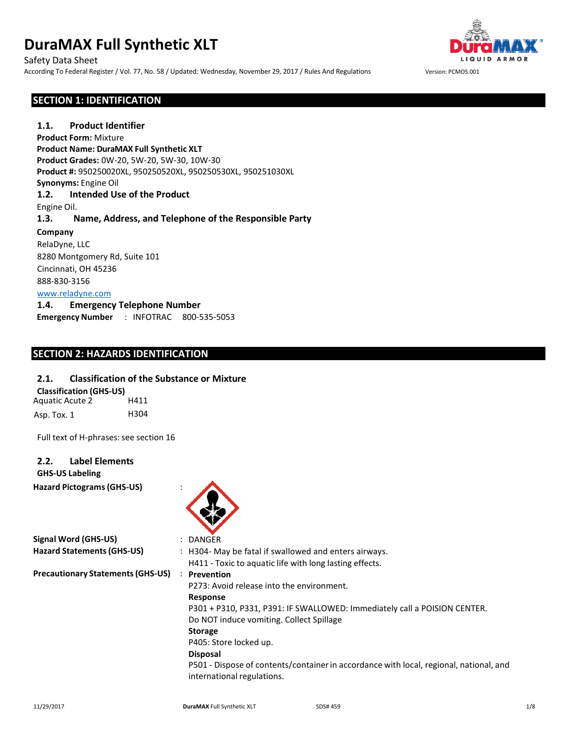# DuraMAX Full Synthetic XLT

Safety Data Sheet

According To Federal Register / Vol. 77, No. 58 / Updated: Wednesday, November 29, 2017 / Rules And Regulations

Version: PCMOS.001

## SECTION 1: IDENTIFICATION

### 1.1. Product Identifier

**Product Form:** Mixture

**Product Name: DuraMAX Full Synthetic XLT**

**Product Grades:** 0W-20, 5W-20, 5W-30, 10W-30

**Product #:** 950250020XL, 950250520XL, 950250530XL, 950251030XL

**Synonyms:** Engine Oil

### 1.2. Intended Use of the Product

Engine Oil.

### 1.3. Name, Address, and Telephone of the Responsible Party

**Company**

RelaDyne, LLC

8280 Montgomery Rd, Suite 101

Cincinnati, OH 45236

888-830-3156

www.reladyne.com

### 1.4. Emergency Telephone Number

**Emergency Number** : INFOTRAC 800-535-5053

## SECTION 2: HAZARDS IDENTIFICATION

### 2.1. Classification of the Substance or Mixture

**Classification (GHS-US)**

| | |
|---|---|
| Aquatic Acute 2 | H411 |
| Asp. Tox. 1 | H304 |

Full text of H-phrases: see section 16

### 2.2. Label Elements

**GHS-US Labeling**

**Hazard Pictograms (GHS-US)** :

**Signal Word (GHS-US)** : DANGER

**Hazard Statements (GHS-US)** : H304- May be fatal if swallowed and enters airways.

H411 - Toxic to aquatic life with long lasting effects.

**Precautionary Statements (GHS-US)** : **Prevention**

P273: Avoid release into the environment.

**Response**

P301 + P310, P331, P391: IF SWALLOWED: Immediately call a POISION CENTER. Do NOT induce vomiting. Collect Spillage

**Storage**

P405: Store locked up.

**Disposal**

P501 - Dispose of contents/container in accordance with local, regional, national, and international regulations.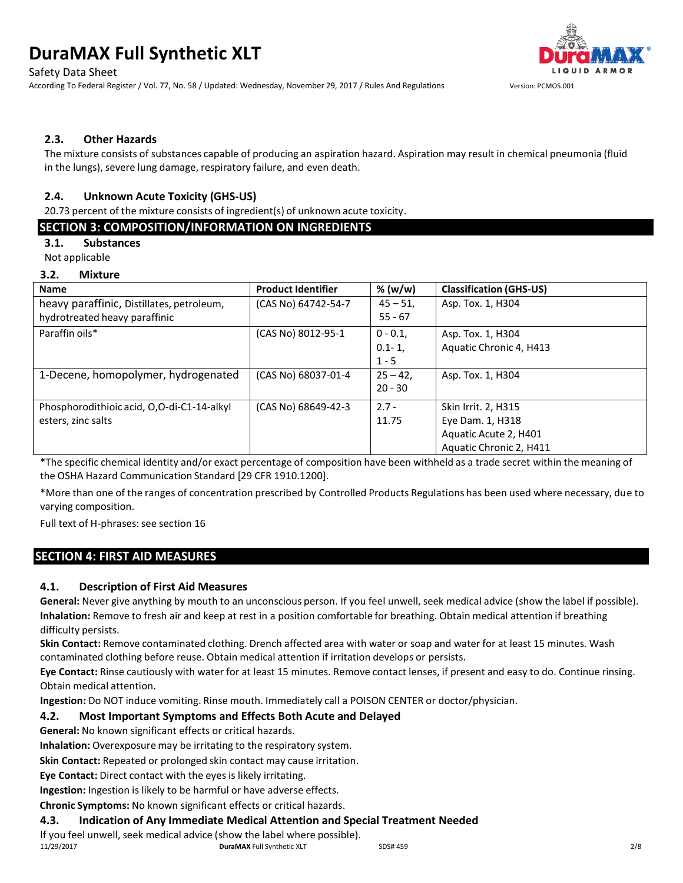### 2.3. Other Hazards

The mixture consists of substances capable of producing an aspiration hazard. Aspiration may result in chemical pneumonia (fluid in the lungs), severe lung damage, respiratory failure, and even death.

### 2.4. Unknown Acute Toxicity (GHS-US)

20.73 percent of the mixture consists of ingredient(s) of unknown acute toxicity.

## SECTION 3: COMPOSITION/INFORMATION ON INGREDIENTS

### 3.1. Substances

Not applicable

### 3.2. Mixture

| Name | Product Identifier | % (w/w) | Classification (GHS-US) |
|---|---|---|---|
| heavy paraffinic, Distillates, petroleum, hydrotreated heavy paraffinic | (CAS No) 64742-54-7 | 45 – 51, 55 - 67 | Asp. Tox. 1, H304 |
| Paraffin oils* | (CAS No) 8012-95-1 | 0 - 0.1, 0.1- 1, 1 - 5 | Asp. Tox. 1, H304<br>Aquatic Chronic 4, H413 |
| 1-Decene, homopolymer, hydrogenated | (CAS No) 68037-01-4 | 25 – 42, 20 - 30 | Asp. Tox. 1, H304 |
| Phosphorodithioic acid, O,O-di-C1-14-alkyl esters, zinc salts | (CAS No) 68649-42-3 | 2.7 - 11.75 | Skin Irrit. 2, H315<br>Eye Dam. 1, H318<br>Aquatic Acute 2, H401<br>Aquatic Chronic 2, H411 |

*The specific chemical identity and/or exact percentage of composition have been withheld as a trade secret within the meaning of the OSHA Hazard Communication Standard [29 CFR 1910.1200].

*More than one of the ranges of concentration prescribed by Controlled Products Regulations has been used where necessary, due to varying composition.

Full text of H-phrases: see section 16

## SECTION 4: FIRST AID MEASURES

### 4.1. Description of First Aid Measures

**General:** Never give anything by mouth to an unconscious person. If you feel unwell, seek medical advice (show the label if possible).

**Inhalation:** Remove to fresh air and keep at rest in a position comfortable for breathing. Obtain medical attention if breathing difficulty persists.

**Skin Contact:** Remove contaminated clothing. Drench affected area with water or soap and water for at least 15 minutes. Wash contaminated clothing before reuse. Obtain medical attention if irritation develops or persists.

**Eye Contact:** Rinse cautiously with water for at least 15 minutes. Remove contact lenses, if present and easy to do. Continue rinsing. Obtain medical attention.

**Ingestion:** Do NOT induce vomiting. Rinse mouth. Immediately call a POISON CENTER or doctor/physician.

### 4.2. Most Important Symptoms and Effects Both Acute and Delayed

**General:** No known significant effects or critical hazards.

**Inhalation:** Overexposure may be irritating to the respiratory system.

**Skin Contact:** Repeated or prolonged skin contact may cause irritation.

**Eye Contact:** Direct contact with the eyes is likely irritating.

**Ingestion:** Ingestion is likely to be harmful or have adverse effects.

**Chronic Symptoms:** No known significant effects or critical hazards.

### 4.3. Indication of Any Immediate Medical Attention and Special Treatment Needed

If you feel unwell, seek medical advice (show the label where possible).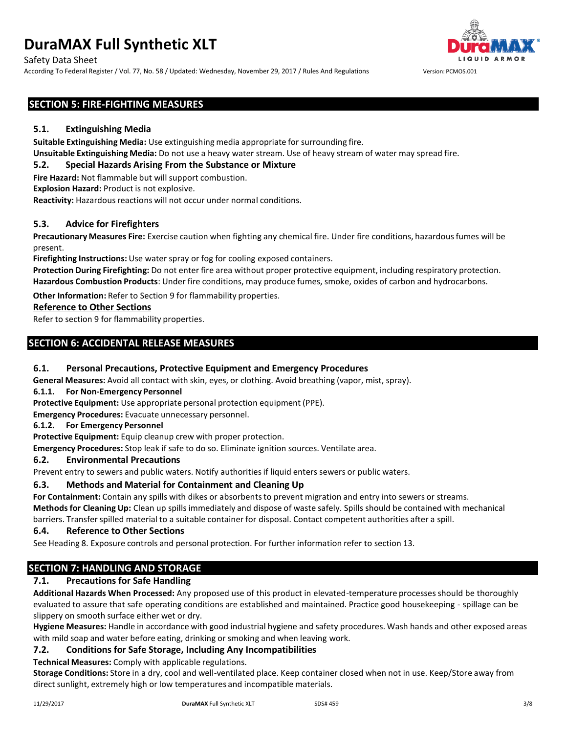## SECTION 5: FIRE-FIGHTING MEASURES

### 5.1. Extinguishing Media

**Suitable Extinguishing Media:** Use extinguishing media appropriate for surrounding fire.

**Unsuitable Extinguishing Media:** Do not use a heavy water stream. Use of heavy stream of water may spread fire.

### 5.2. Special Hazards Arising From the Substance or Mixture

**Fire Hazard:** Not flammable but will support combustion.

**Explosion Hazard:** Product is not explosive.

**Reactivity:** Hazardous reactions will not occur under normal conditions.

### 5.3. Advice for Firefighters

**Precautionary Measures Fire:** Exercise caution when fighting any chemical fire. Under fire conditions, hazardous fumes will be present.

**Firefighting Instructions:** Use water spray or fog for cooling exposed containers.

**Protection During Firefighting:** Do not enter fire area without proper protective equipment, including respiratory protection.

**Hazardous Combustion Products**: Under fire conditions, may produce fumes, smoke, oxides of carbon and hydrocarbons.

**Other Information:** Refer to Section 9 for flammability properties.

**Reference to Other Sections**

Refer to section 9 for flammability properties.

## SECTION 6: ACCIDENTAL RELEASE MEASURES

### 6.1. Personal Precautions, Protective Equipment and Emergency Procedures

**General Measures:** Avoid all contact with skin, eyes, or clothing. Avoid breathing (vapor, mist, spray).

#### 6.1.1. For Non-Emergency Personnel

**Protective Equipment:** Use appropriate personal protection equipment (PPE).

**Emergency Procedures:** Evacuate unnecessary personnel.

#### 6.1.2. For Emergency Personnel

**Protective Equipment:** Equip cleanup crew with proper protection.

**Emergency Procedures:** Stop leak if safe to do so. Eliminate ignition sources. Ventilate area.

### 6.2. Environmental Precautions

Prevent entry to sewers and public waters. Notify authorities if liquid enters sewers or public waters.

### 6.3. Methods and Material for Containment and Cleaning Up

**For Containment:** Contain any spills with dikes or absorbents to prevent migration and entry into sewers or streams.

**Methods for Cleaning Up:** Clean up spills immediately and dispose of waste safely. Spills should be contained with mechanical barriers. Transfer spilled material to a suitable container for disposal. Contact competent authorities after a spill.

### 6.4. Reference to Other Sections

See Heading 8. Exposure controls and personal protection. For further information refer to section 13.

## SECTION 7: HANDLING AND STORAGE

### 7.1. Precautions for Safe Handling

**Additional Hazards When Processed:** Any proposed use of this product in elevated-temperature processes should be thoroughly evaluated to assure that safe operating conditions are established and maintained. Practice good housekeeping - spillage can be slippery on smooth surface either wet or dry.

**Hygiene Measures:** Handle in accordance with good industrial hygiene and safety procedures. Wash hands and other exposed areas with mild soap and water before eating, drinking or smoking and when leaving work.

### 7.2. Conditions for Safe Storage, Including Any Incompatibilities

**Technical Measures:** Comply with applicable regulations.

**Storage Conditions:** Store in a dry, cool and well-ventilated place. Keep container closed when not in use. Keep/Store away from direct sunlight, extremely high or low temperatures and incompatible materials.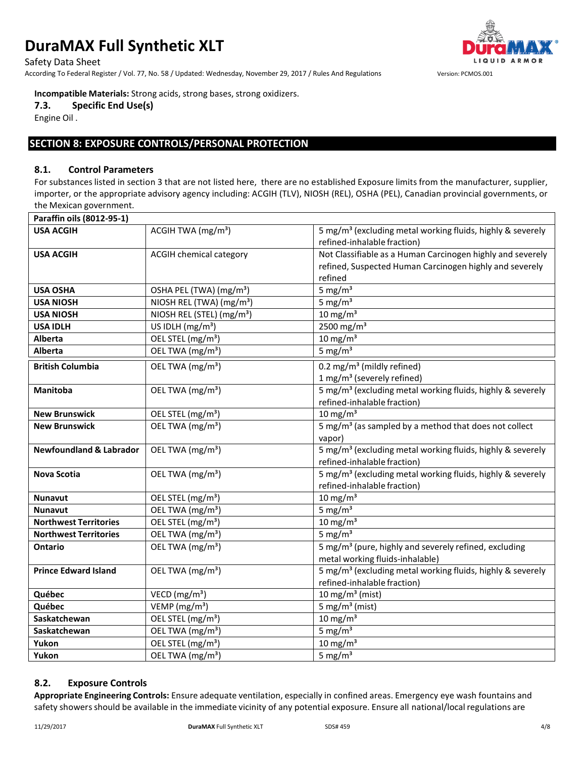**Incompatible Materials:** Strong acids, strong bases, strong oxidizers.

### 7.3. Specific End Use(s)

Engine Oil .

## SECTION 8: EXPOSURE CONTROLS/PERSONAL PROTECTION

### 8.1. Control Parameters

For substances listed in section 3 that are not listed here, there are no established Exposure limits from the manufacturer, supplier, importer, or the appropriate advisory agency including: ACGIH (TLV), NIOSH (REL), OSHA (PEL), Canadian provincial governments, or the Mexican government.

| **Paraffin oils (8012-95-1)** | | |
|---|---|---|
| **USA ACGIH** | ACGIH TWA ($mg/m^3$) | 5 $mg/m^3$ (excluding metal working fluids, highly & severely refined-inhalable fraction) |
| **USA ACGIH** | ACGIH chemical category | Not Classifiable as a Human Carcinogen highly and severely refined, Suspected Human Carcinogen highly and severely refined |
| **USA OSHA** | OSHA PEL (TWA) ($mg/m^3$) | 5 $mg/m^3$ |
| **USA NIOSH** | NIOSH REL (TWA) ($mg/m^3$) | 5 $mg/m^3$ |
| **USA NIOSH** | NIOSH REL (STEL) ($mg/m^3$) | 10 $mg/m^3$ |
| **USA IDLH** | US IDLH ($mg/m^3$) | 2500 $mg/m^3$ |
| **Alberta** | OEL STEL ($mg/m^3$) | 10 $mg/m^3$ |
| **Alberta** | OEL TWA ($mg/m^3$) | 5 $mg/m^3$ |
| **British Columbia** | OEL TWA ($mg/m^3$) | 0.2 $mg/m^3$ (mildly refined)<br>1 $mg/m^3$ (severely refined) |
| **Manitoba** | OEL TWA ($mg/m^3$) | 5 $mg/m^3$ (excluding metal working fluids, highly & severely refined-inhalable fraction) |
| **New Brunswick** | OEL STEL ($mg/m^3$) | 10 $mg/m^3$ |
| **New Brunswick** | OEL TWA ($mg/m^3$) | 5 $mg/m^3$ (as sampled by a method that does not collect vapor) |
| **Newfoundland & Labrador** | OEL TWA ($mg/m^3$) | 5 $mg/m^3$ (excluding metal working fluids, highly & severely refined-inhalable fraction) |
| **Nova Scotia** | OEL TWA ($mg/m^3$) | 5 $mg/m^3$ (excluding metal working fluids, highly & severely refined-inhalable fraction) |
| **Nunavut** | OEL STEL ($mg/m^3$) | 10 $mg/m^3$ |
| **Nunavut** | OEL TWA ($mg/m^3$) | 5 $mg/m^3$ |
| **Northwest Territories** | OEL STEL ($mg/m^3$) | 10 $mg/m^3$ |
| **Northwest Territories** | OEL TWA ($mg/m^3$) | 5 $mg/m^3$ |
| **Ontario** | OEL TWA ($mg/m^3$) | 5 $mg/m^3$ (pure, highly and severely refined, excluding metal working fluids-inhalable) |
| **Prince Edward Island** | OEL TWA ($mg/m^3$) | 5 $mg/m^3$ (excluding metal working fluids, highly & severely refined-inhalable fraction) |
| **Québec** | VECD ($mg/m^3$) | 10 $mg/m^3$ (mist) |
| **Québec** | VEMP ($mg/m^3$) | 5 $mg/m^3$ (mist) |
| **Saskatchewan** | OEL STEL ($mg/m^3$) | 10 $mg/m^3$ |
| **Saskatchewan** | OEL TWA ($mg/m^3$) | 5 $mg/m^3$ |
| **Yukon** | OEL STEL ($mg/m^3$) | 10 $mg/m^3$ |
| **Yukon** | OEL TWA ($mg/m^3$) | 5 $mg/m^3$ |

### 8.2. Exposure Controls

**Appropriate Engineering Controls:** Ensure adequate ventilation, especially in confined areas. Emergency eye wash fountains and safety showers should be available in the immediate vicinity of any potential exposure. Ensure all national/local regulations are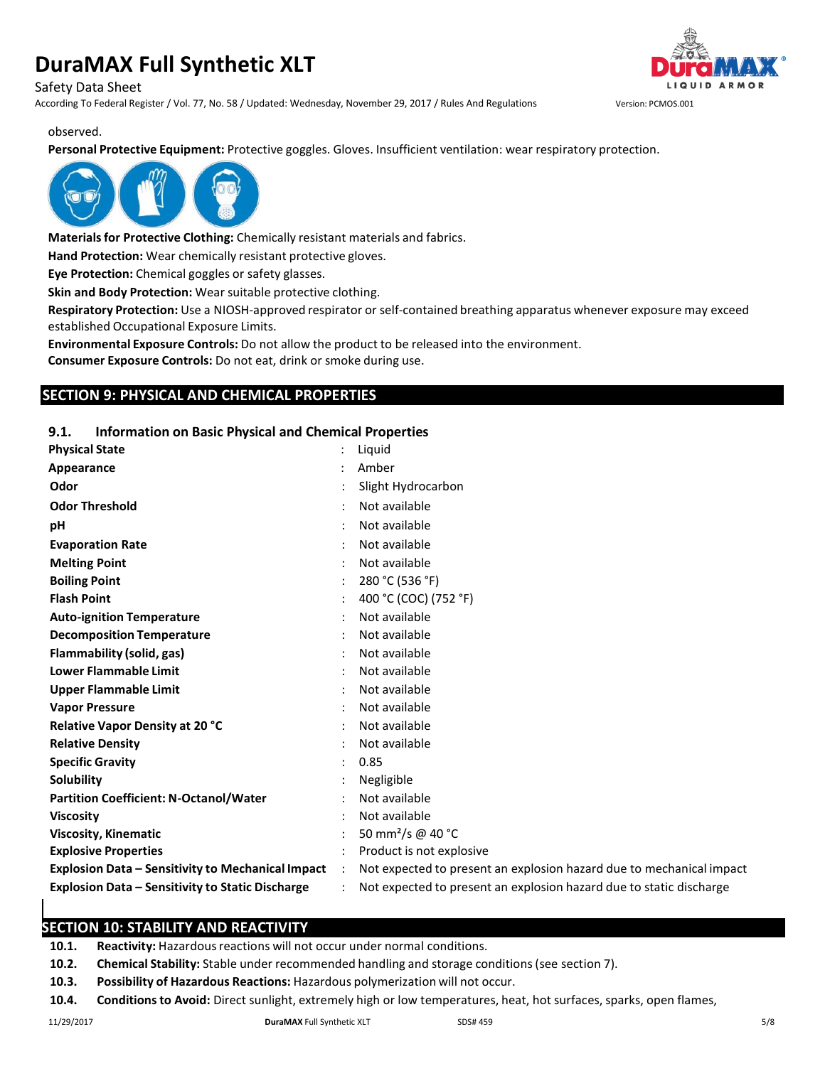observed.

**Personal Protective Equipment:** Protective goggles. Gloves. Insufficient ventilation: wear respiratory protection.

**Materials for Protective Clothing:** Chemically resistant materials and fabrics.

**Hand Protection:** Wear chemically resistant protective gloves.

**Eye Protection:** Chemical goggles or safety glasses.

**Skin and Body Protection:** Wear suitable protective clothing.

**Respiratory Protection:** Use a NIOSH-approved respirator or self-contained breathing apparatus whenever exposure may exceed established Occupational Exposure Limits.

**Environmental Exposure Controls:** Do not allow the product to be released into the environment.

**Consumer Exposure Controls:** Do not eat, drink or smoke during use.

## SECTION 9: PHYSICAL AND CHEMICAL PROPERTIES

### 9.1. Information on Basic Physical and Chemical Properties

| Property | | Value |
|---|---|---|
| **Physical State** | : | Liquid |
| **Appearance** | : | Amber |
| **Odor** | : | Slight Hydrocarbon |
| **Odor Threshold** | : | Not available |
| **pH** | : | Not available |
| **Evaporation Rate** | : | Not available |
| **Melting Point** | : | Not available |
| **Boiling Point** | : | 280 °C (536 °F) |
| **Flash Point** | : | 400 °C (COC) (752 °F) |
| **Auto-ignition Temperature** | : | Not available |
| **Decomposition Temperature** | : | Not available |
| **Flammability (solid, gas)** | : | Not available |
| **Lower Flammable Limit** | : | Not available |
| **Upper Flammable Limit** | : | Not available |
| **Vapor Pressure** | : | Not available |
| **Relative Vapor Density at 20 °C** | : | Not available |
| **Relative Density** | : | Not available |
| **Specific Gravity** | : | 0.85 |
| **Solubility** | : | Negligible |
| **Partition Coefficient: N-Octanol/Water** | : | Not available |
| **Viscosity** | : | Not available |
| **Viscosity, Kinematic** | : | 50 $mm^2/s$ @ 40 °C |
| **Explosive Properties** | : | Product is not explosive |
| **Explosion Data – Sensitivity to Mechanical Impact** | : | Not expected to present an explosion hazard due to mechanical impact |
| **Explosion Data – Sensitivity to Static Discharge** | : | Not expected to present an explosion hazard due to static discharge |

## SECTION 10: STABILITY AND REACTIVITY

**10.1. Reactivity:** Hazardous reactions will not occur under normal conditions.

**10.2. Chemical Stability:** Stable under recommended handling and storage conditions (see section 7).

**10.3. Possibility of Hazardous Reactions:** Hazardous polymerization will not occur.

**10.4. Conditions to Avoid:** Direct sunlight, extremely high or low temperatures, heat, hot surfaces, sparks, open flames,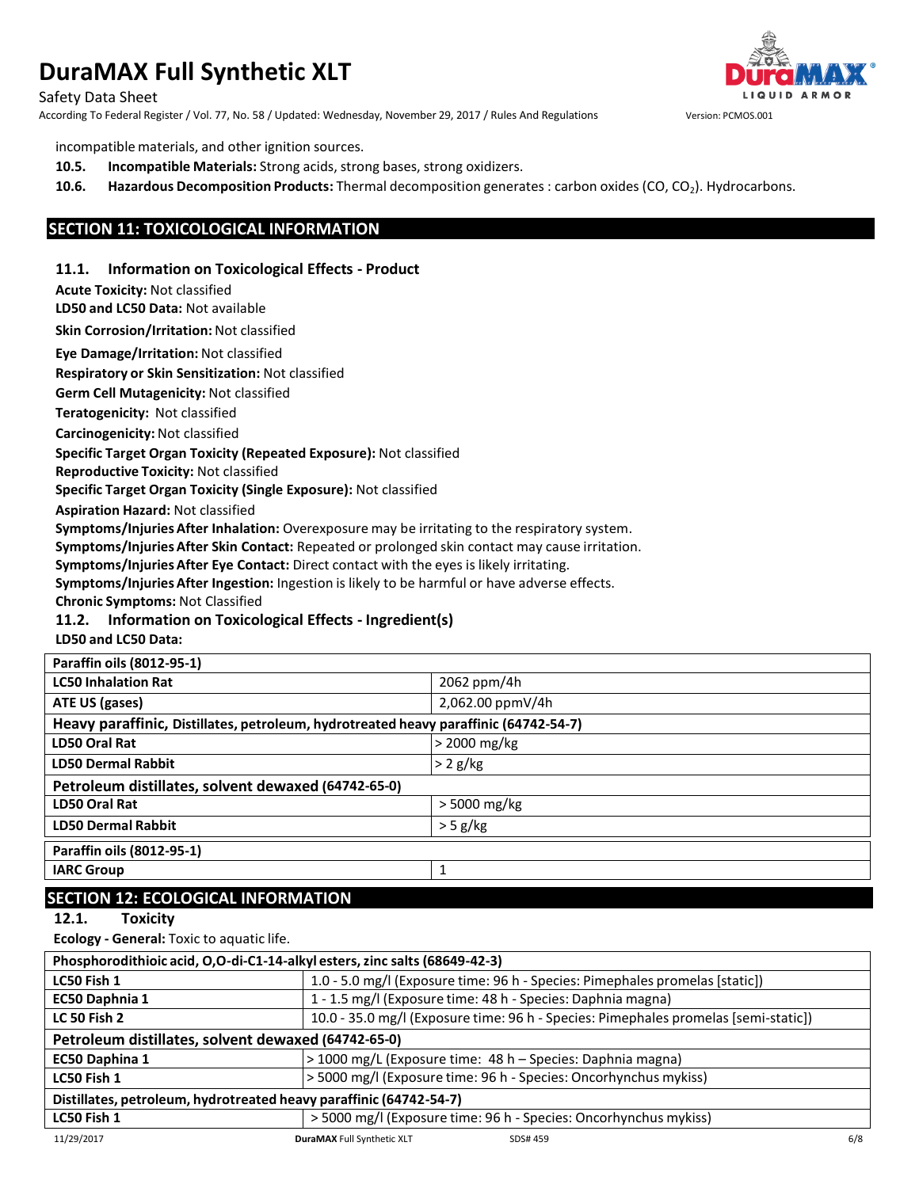incompatible materials, and other ignition sources.

**10.5. Incompatible Materials:** Strong acids, strong bases, strong oxidizers.

**10.6. Hazardous Decomposition Products:** Thermal decomposition generates : carbon oxides (CO, $CO_2$). Hydrocarbons.

## SECTION 11: TOXICOLOGICAL INFORMATION

### 11.1. Information on Toxicological Effects - Product

**Acute Toxicity:** Not classified

**LD50 and LC50 Data:** Not available

**Skin Corrosion/Irritation:** Not classified

**Eye Damage/Irritation:** Not classified

**Respiratory or Skin Sensitization:** Not classified

**Germ Cell Mutagenicity:** Not classified

**Teratogenicity:** Not classified

**Carcinogenicity:** Not classified

**Specific Target Organ Toxicity (Repeated Exposure):** Not classified

**Reproductive Toxicity:** Not classified

**Specific Target Organ Toxicity (Single Exposure):** Not classified

**Aspiration Hazard:** Not classified

**Symptoms/Injuries After Inhalation:** Overexposure may be irritating to the respiratory system.

**Symptoms/Injuries After Skin Contact:** Repeated or prolonged skin contact may cause irritation.

**Symptoms/Injuries After Eye Contact:** Direct contact with the eyes is likely irritating.

**Symptoms/Injuries After Ingestion:** Ingestion is likely to be harmful or have adverse effects.

**Chronic Symptoms:** Not Classified

### 11.2. Information on Toxicological Effects - Ingredient(s)

**LD50 and LC50 Data:**

| **Paraffin oils (8012-95-1)** | |
|---|---|
| **LC50 Inhalation Rat** | 2062 ppm/4h |
| **ATE US (gases)** | 2,062.00 ppmV/4h |
| **Heavy paraffinic, Distillates, petroleum, hydrotreated heavy paraffinic (64742-54-7)** | |
| **LD50 Oral Rat** | > 2000 mg/kg |
| **LD50 Dermal Rabbit** | > 2 g/kg |
| **Petroleum distillates, solvent dewaxed (64742-65-0)** | |
| **LD50 Oral Rat** | > 5000 mg/kg |
| **LD50 Dermal Rabbit** | > 5 g/kg |
| **Paraffin oils (8012-95-1)** | |
| **IARC Group** | 1 |

## SECTION 12: ECOLOGICAL INFORMATION

### 12.1. Toxicity

**Ecology - General:** Toxic to aquatic life.

| **Phosphorodithioic acid, O,O-di-C1-14-alkyl esters, zinc salts (68649-42-3)** | |
|---|---|
| **LC50 Fish 1** | 1.0 - 5.0 mg/l (Exposure time: 96 h - Species: Pimephales promelas [static]) |
| **EC50 Daphnia 1** | 1 - 1.5 mg/l (Exposure time: 48 h - Species: Daphnia magna) |
| **LC 50 Fish 2** | 10.0 - 35.0 mg/l (Exposure time: 96 h - Species: Pimephales promelas [semi-static]) |
| **Petroleum distillates, solvent dewaxed (64742-65-0)** | |
| **EC50 Daphina 1** | > 1000 mg/L (Exposure time: 48 h – Species: Daphnia magna) |
| **LC50 Fish 1** | > 5000 mg/l (Exposure time: 96 h - Species: Oncorhynchus mykiss) |
| **Distillates, petroleum, hydrotreated heavy paraffinic (64742-54-7)** | |
| **LC50 Fish 1** | > 5000 mg/l (Exposure time: 96 h - Species: Oncorhynchus mykiss) |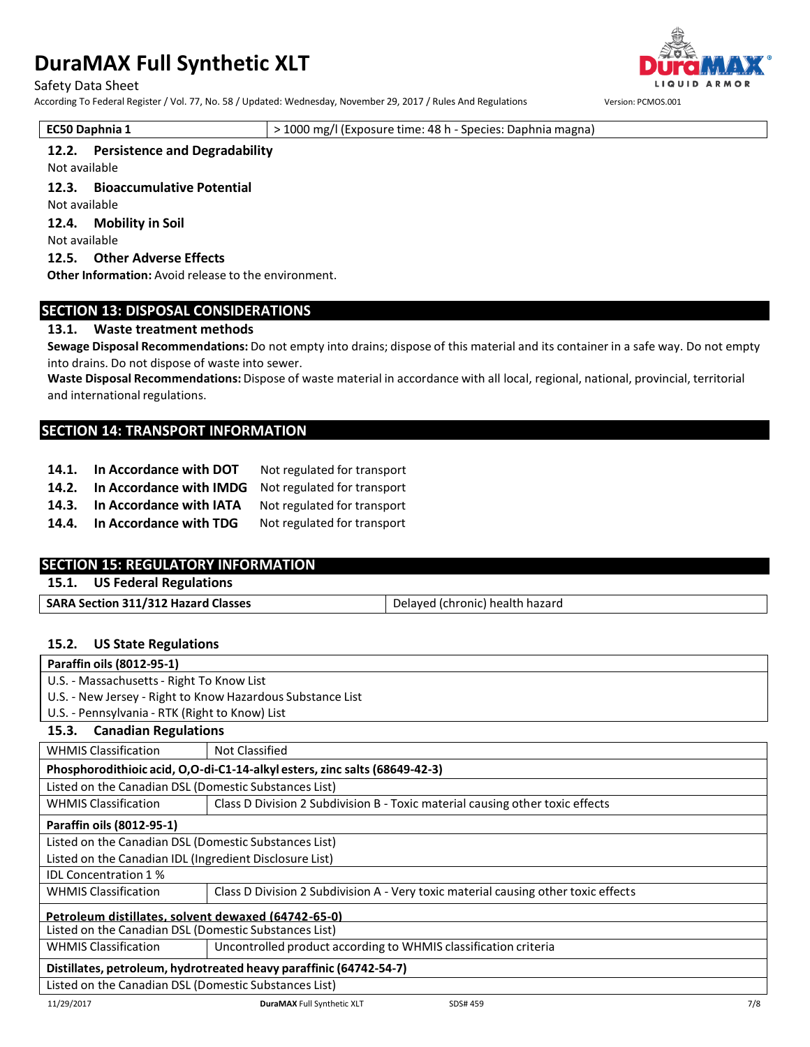| EC50 Daphnia 1 | > 1000 mg/l (Exposure time: 48 h - Species: Daphnia magna) |
|---|---|

### 12.2. Persistence and Degradability

Not available

### 12.3. Bioaccumulative Potential

Not available

### 12.4. Mobility in Soil

Not available

### 12.5. Other Adverse Effects

**Other Information:** Avoid release to the environment.

## SECTION 13: DISPOSAL CONSIDERATIONS

### 13.1. Waste treatment methods

**Sewage Disposal Recommendations:** Do not empty into drains; dispose of this material and its container in a safe way. Do not empty into drains. Do not dispose of waste into sewer.

**Waste Disposal Recommendations:** Dispose of waste material in accordance with all local, regional, national, provincial, territorial and international regulations.

## SECTION 14: TRANSPORT INFORMATION

**14.1. In Accordance with DOT** Not regulated for transport

**14.2. In Accordance with IMDG** Not regulated for transport

**14.3. In Accordance with IATA** Not regulated for transport

**14.4. In Accordance with TDG** Not regulated for transport

## SECTION 15: REGULATORY INFORMATION

### 15.1. US Federal Regulations

| SARA Section 311/312 Hazard Classes | Delayed (chronic) health hazard |
|---|---|

### 15.2. US State Regulations

| Paraffin oils (8012-95-1) |
|---|
| U.S. - Massachusetts - Right To Know List |
| U.S. - New Jersey - Right to Know Hazardous Substance List |
| U.S. - Pennsylvania - RTK (Right to Know) List |

### 15.3. Canadian Regulations

| WHMIS Classification | Not Classified |
|---|---|
| **Phosphorodithioic acid, O,O-di-C1-14-alkyl esters, zinc salts (68649-42-3)** | |
| Listed on the Canadian DSL (Domestic Substances List) | |
| WHMIS Classification | Class D Division 2 Subdivision B - Toxic material causing other toxic effects |
| **Paraffin oils (8012-95-1)** | |
| Listed on the Canadian DSL (Domestic Substances List) | |
| Listed on the Canadian IDL (Ingredient Disclosure List) | |
| IDL Concentration 1 % | |
| WHMIS Classification | Class D Division 2 Subdivision A - Very toxic material causing other toxic effects |
| **Petroleum distillates, solvent dewaxed (64742-65-0)** | |
| Listed on the Canadian DSL (Domestic Substances List) | |
| WHMIS Classification | Uncontrolled product according to WHMIS classification criteria |
| **Distillates, petroleum, hydrotreated heavy paraffinic (64742-54-7)** | |
| Listed on the Canadian DSL (Domestic Substances List) | |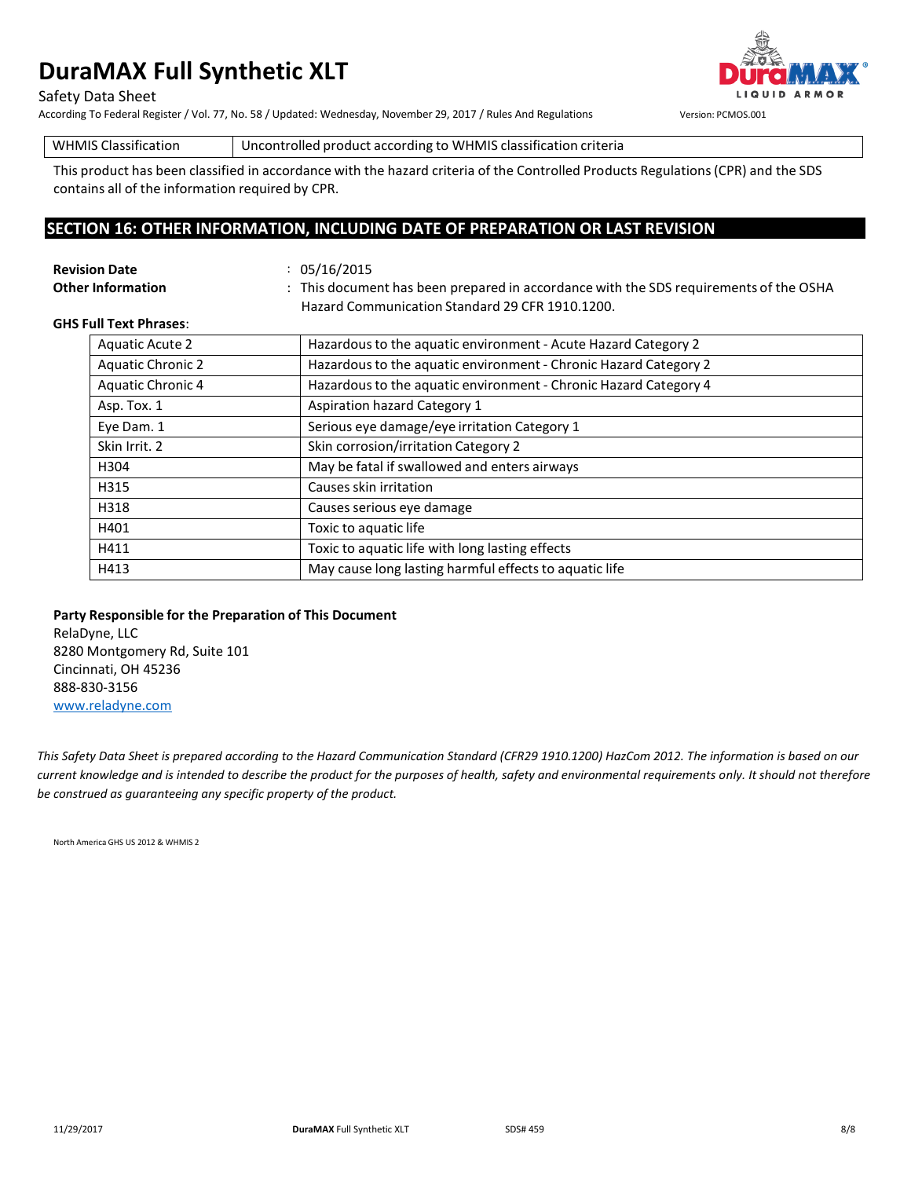| | |
|---|---|
| WHMIS Classification | Uncontrolled product according to WHMIS classification criteria |

This product has been classified in accordance with the hazard criteria of the Controlled Products Regulations (CPR) and the SDS contains all of the information required by CPR.

## SECTION 16: OTHER INFORMATION, INCLUDING DATE OF PREPARATION OR LAST REVISION

**Revision Date** : 05/16/2015

**Other Information** : This document has been prepared in accordance with the SDS requirements of the OSHA Hazard Communication Standard 29 CFR 1910.1200.

**GHS Full Text Phrases**:

| | |
|---|---|
| Aquatic Acute 2 | Hazardous to the aquatic environment - Acute Hazard Category 2 |
| Aquatic Chronic 2 | Hazardous to the aquatic environment - Chronic Hazard Category 2 |
| Aquatic Chronic 4 | Hazardous to the aquatic environment - Chronic Hazard Category 4 |
| Asp. Tox. 1 | Aspiration hazard Category 1 |
| Eye Dam. 1 | Serious eye damage/eye irritation Category 1 |
| Skin Irrit. 2 | Skin corrosion/irritation Category 2 |
| H304 | May be fatal if swallowed and enters airways |
| H315 | Causes skin irritation |
| H318 | Causes serious eye damage |
| H401 | Toxic to aquatic life |
| H411 | Toxic to aquatic life with long lasting effects |
| H413 | May cause long lasting harmful effects to aquatic life |

**Party Responsible for the Preparation of This Document**

RelaDyne, LLC
8280 Montgomery Rd, Suite 101
Cincinnati, OH 45236
888-830-3156
www.reladyne.com

*This Safety Data Sheet is prepared according to the Hazard Communication Standard (CFR29 1910.1200) HazCom 2012. The information is based on our current knowledge and is intended to describe the product for the purposes of health, safety and environmental requirements only. It should not therefore be construed as guaranteeing any specific property of the product.*

North America GHS US 2012 & WHMIS 2